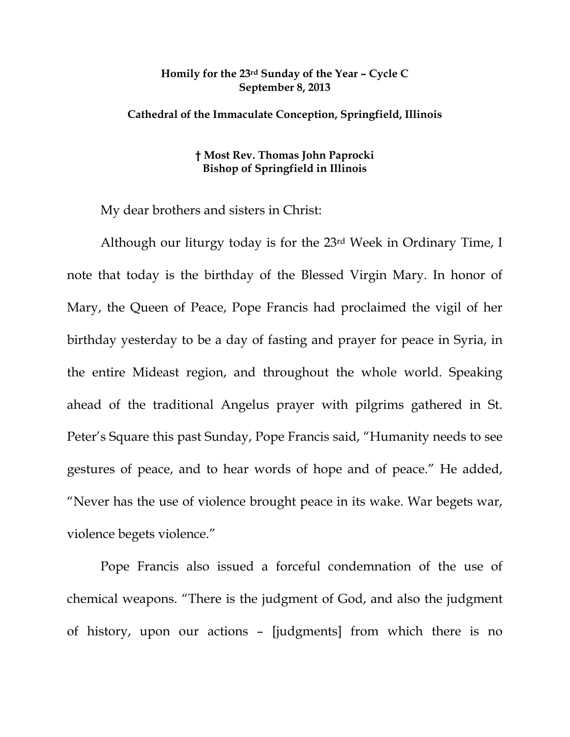**Homily for the 23rd Sunday of the Year – Cycle C**
**September 8, 2013**

**Cathedral of the Immaculate Conception, Springfield, Illinois**

**† Most Rev. Thomas John Paprocki**
**Bishop of Springfield in Illinois**

My dear brothers and sisters in Christ:

Although our liturgy today is for the 23rd Week in Ordinary Time, I note that today is the birthday of the Blessed Virgin Mary. In honor of Mary, the Queen of Peace, Pope Francis had proclaimed the vigil of her birthday yesterday to be a day of fasting and prayer for peace in Syria, in the entire Mideast region, and throughout the whole world. Speaking ahead of the traditional Angelus prayer with pilgrims gathered in St. Peter's Square this past Sunday, Pope Francis said, "Humanity needs to see gestures of peace, and to hear words of hope and of peace." He added, "Never has the use of violence brought peace in its wake. War begets war, violence begets violence."

Pope Francis also issued a forceful condemnation of the use of chemical weapons. "There is the judgment of God, and also the judgment of history, upon our actions – [judgments] from which there is no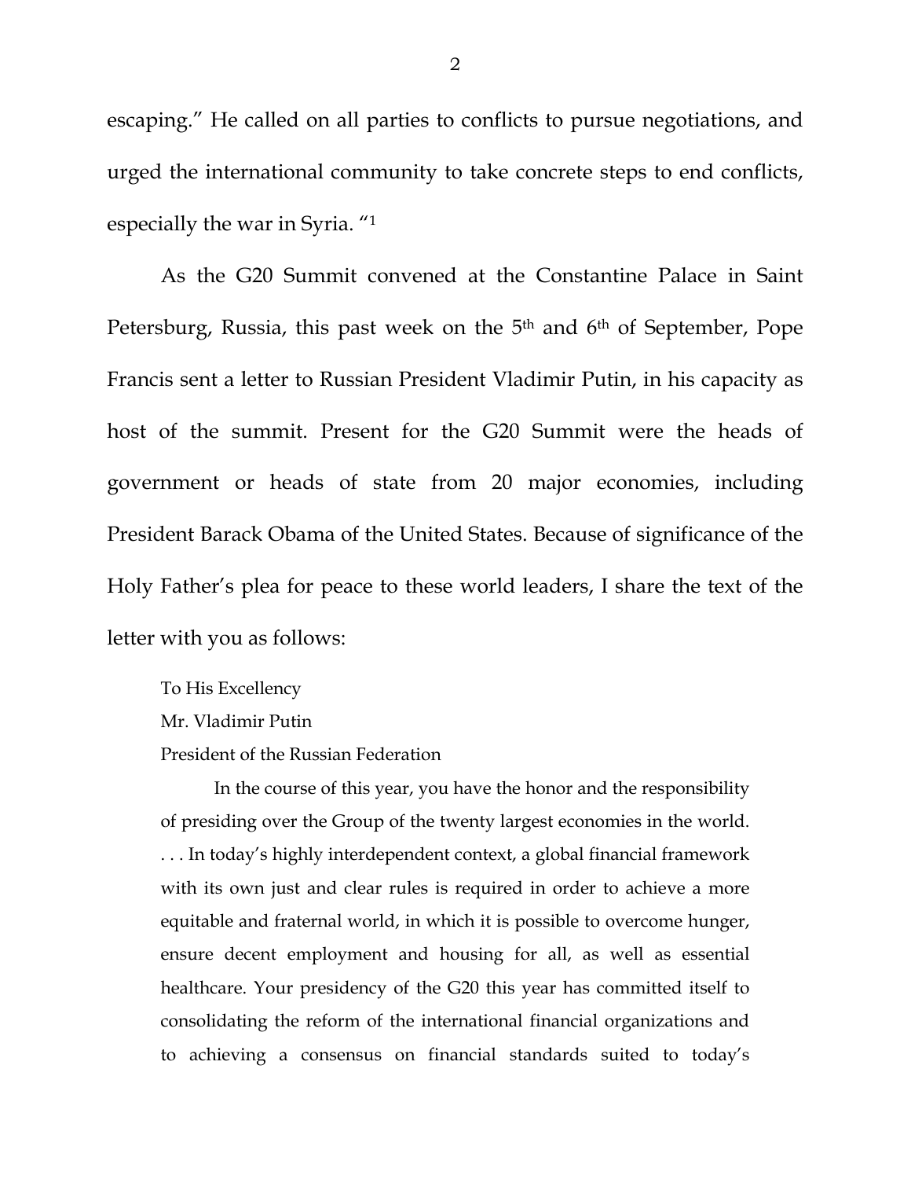escaping." He called on all parties to conflicts to pursue negotiations, and urged the international community to take concrete steps to end conflicts, especially the war in Syria. "[1]

As the G20 Summit convened at the Constantine Palace in Saint Petersburg, Russia, this past week on the 5th and 6th of September, Pope Francis sent a letter to Russian President Vladimir Putin, in his capacity as host of the summit. Present for the G20 Summit were the heads of government or heads of state from 20 major economies, including President Barack Obama of the United States. Because of significance of the Holy Father's plea for peace to these world leaders, I share the text of the letter with you as follows:

> To His Excellency
> Mr. Vladimir Putin
> President of the Russian Federation
>
> In the course of this year, you have the honor and the responsibility of presiding over the Group of the twenty largest economies in the world. . . . In today's highly interdependent context, a global financial framework with its own just and clear rules is required in order to achieve a more equitable and fraternal world, in which it is possible to overcome hunger, ensure decent employment and housing for all, as well as essential healthcare. Your presidency of the G20 this year has committed itself to consolidating the reform of the international financial organizations and to achieving a consensus on financial standards suited to today's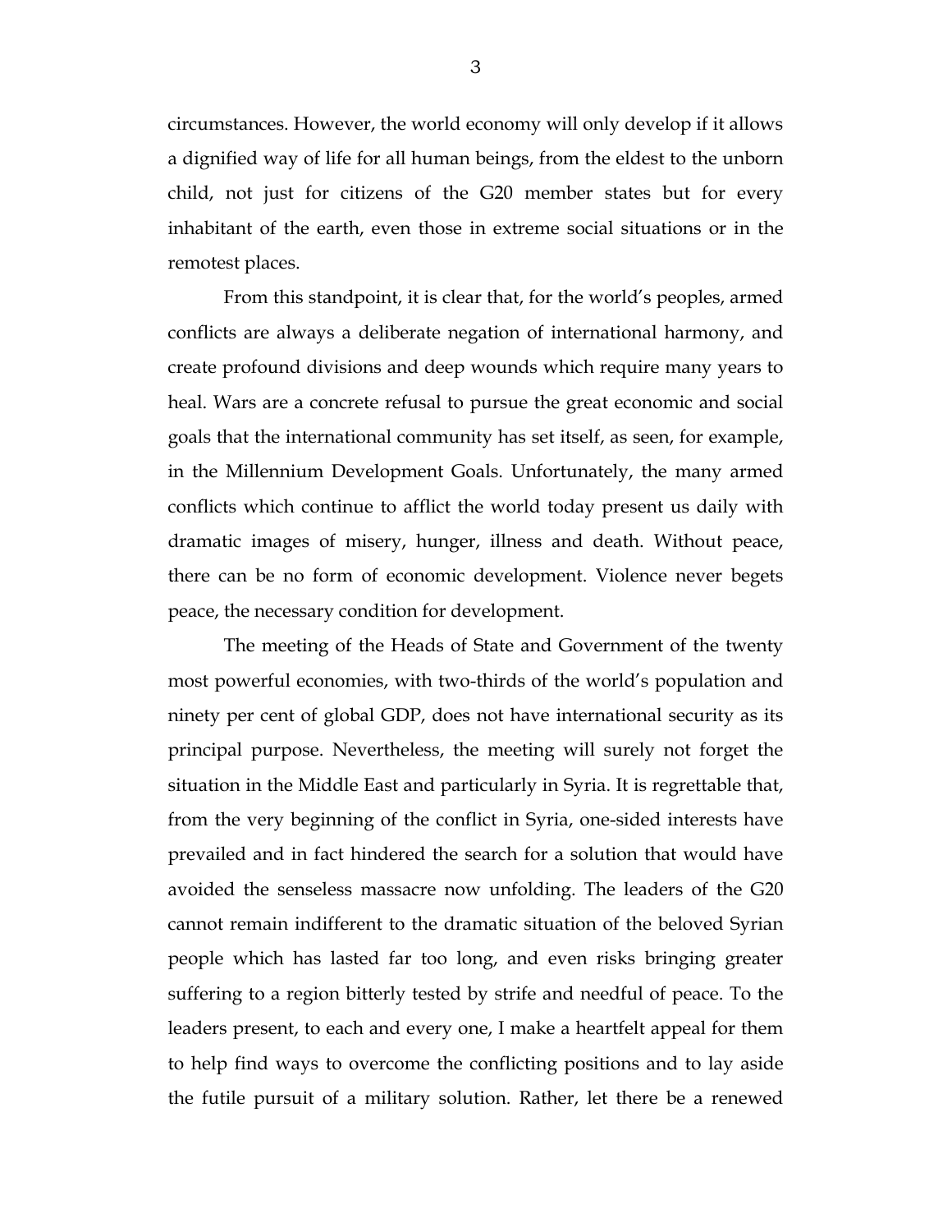circumstances. However, the world economy will only develop if it allows a dignified way of life for all human beings, from the eldest to the unborn child, not just for citizens of the G20 member states but for every inhabitant of the earth, even those in extreme social situations or in the remotest places.

From this standpoint, it is clear that, for the world's peoples, armed conflicts are always a deliberate negation of international harmony, and create profound divisions and deep wounds which require many years to heal. Wars are a concrete refusal to pursue the great economic and social goals that the international community has set itself, as seen, for example, in the Millennium Development Goals. Unfortunately, the many armed conflicts which continue to afflict the world today present us daily with dramatic images of misery, hunger, illness and death. Without peace, there can be no form of economic development. Violence never begets peace, the necessary condition for development.

The meeting of the Heads of State and Government of the twenty most powerful economies, with two-thirds of the world's population and ninety per cent of global GDP, does not have international security as its principal purpose. Nevertheless, the meeting will surely not forget the situation in the Middle East and particularly in Syria. It is regrettable that, from the very beginning of the conflict in Syria, one-sided interests have prevailed and in fact hindered the search for a solution that would have avoided the senseless massacre now unfolding. The leaders of the G20 cannot remain indifferent to the dramatic situation of the beloved Syrian people which has lasted far too long, and even risks bringing greater suffering to a region bitterly tested by strife and needful of peace. To the leaders present, to each and every one, I make a heartfelt appeal for them to help find ways to overcome the conflicting positions and to lay aside the futile pursuit of a military solution. Rather, let there be a renewed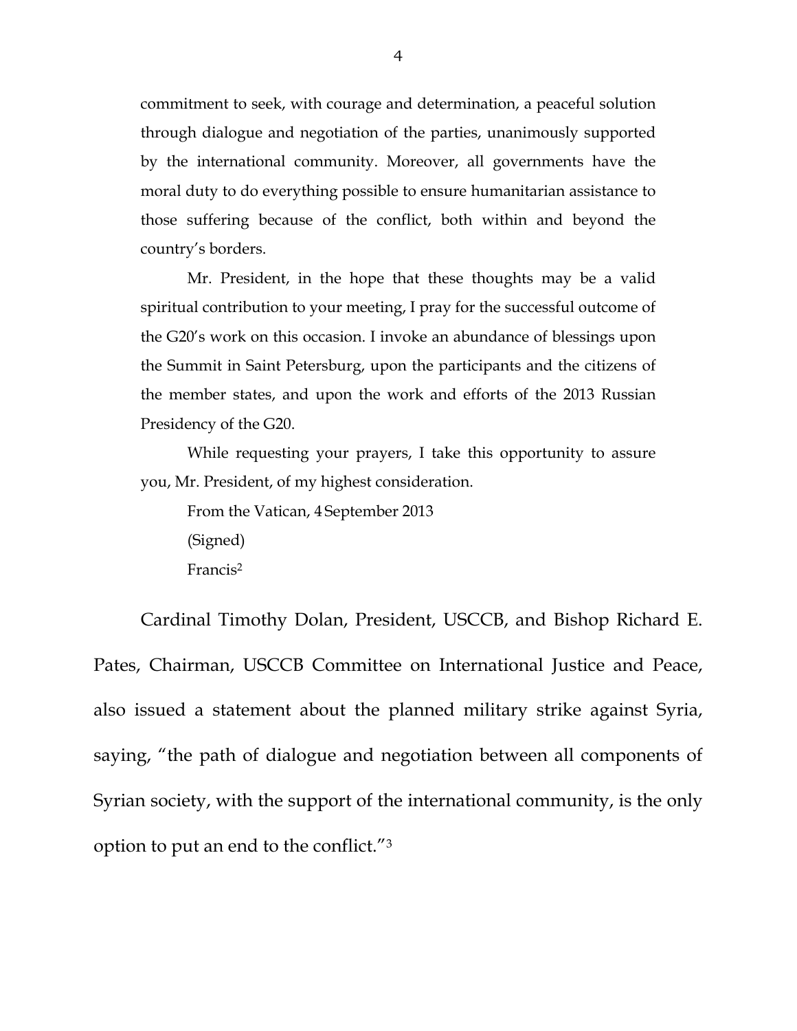commitment to seek, with courage and determination, a peaceful solution through dialogue and negotiation of the parties, unanimously supported by the international community. Moreover, all governments have the moral duty to do everything possible to ensure humanitarian assistance to those suffering because of the conflict, both within and beyond the country's borders.

Mr. President, in the hope that these thoughts may be a valid spiritual contribution to your meeting, I pray for the successful outcome of the G20's work on this occasion. I invoke an abundance of blessings upon the Summit in Saint Petersburg, upon the participants and the citizens of the member states, and upon the work and efforts of the 2013 Russian Presidency of the G20.

While requesting your prayers, I take this opportunity to assure you, Mr. President, of my highest consideration.

From the Vatican, 4 September 2013

(Signed)

Francis[2]

Cardinal Timothy Dolan, President, USCCB, and Bishop Richard E. Pates, Chairman, USCCB Committee on International Justice and Peace, also issued a statement about the planned military strike against Syria, saying, "the path of dialogue and negotiation between all components of Syrian society, with the support of the international community, is the only option to put an end to the conflict."[3]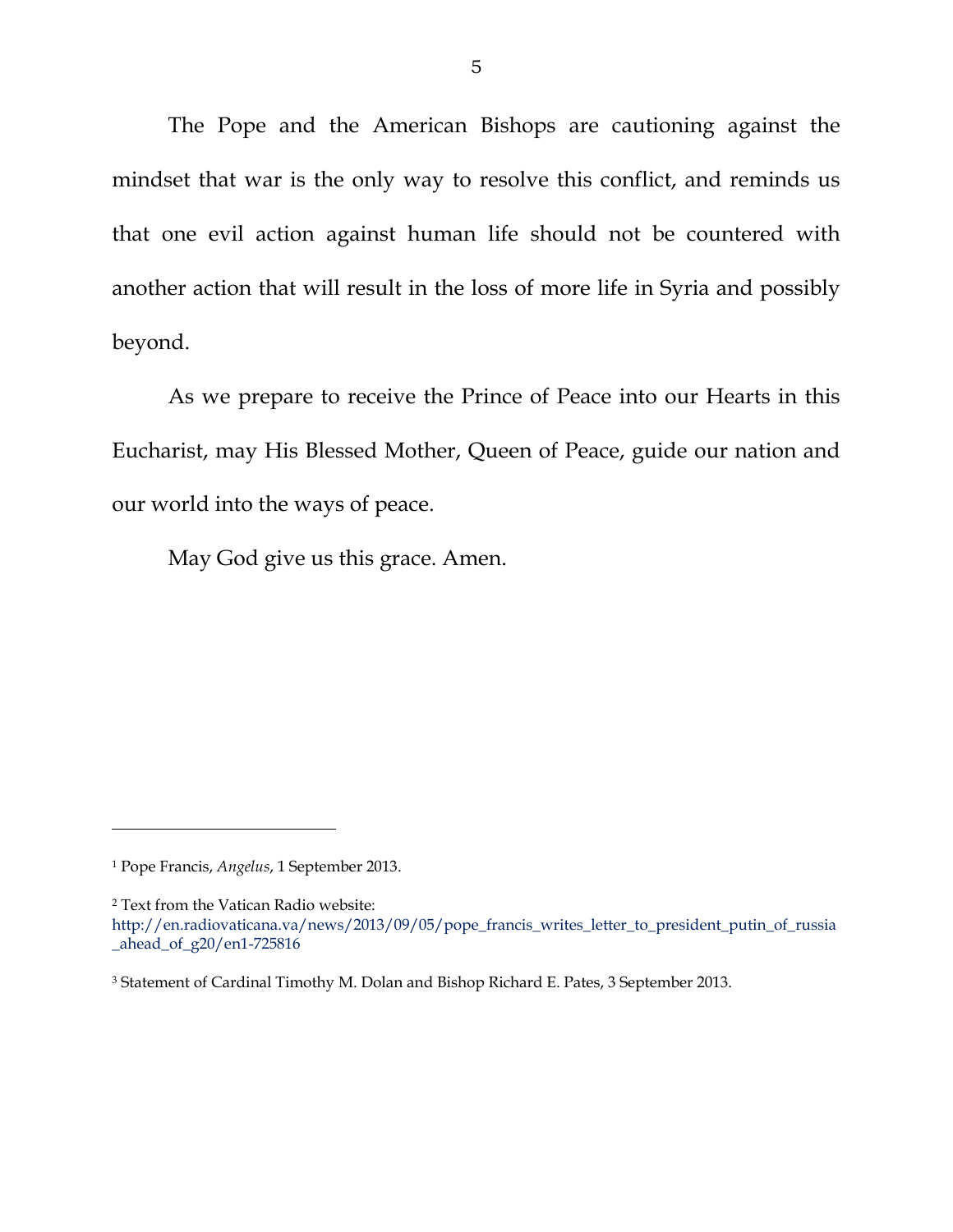The Pope and the American Bishops are cautioning against the mindset that war is the only way to resolve this conflict, and reminds us that one evil action against human life should not be countered with another action that will result in the loss of more life in Syria and possibly beyond.

As we prepare to receive the Prince of Peace into our Hearts in this Eucharist, may His Blessed Mother, Queen of Peace, guide our nation and our world into the ways of peace.

May God give us this grace. Amen.

---

[1] Pope Francis, *Angelus*, 1 September 2013.

[2] Text from the Vatican Radio website: http://en.radiovaticana.va/news/2013/09/05/pope_francis_writes_letter_to_president_putin_of_russia_ahead_of_g20/en1-725816

[3] Statement of Cardinal Timothy M. Dolan and Bishop Richard E. Pates, 3 September 2013.